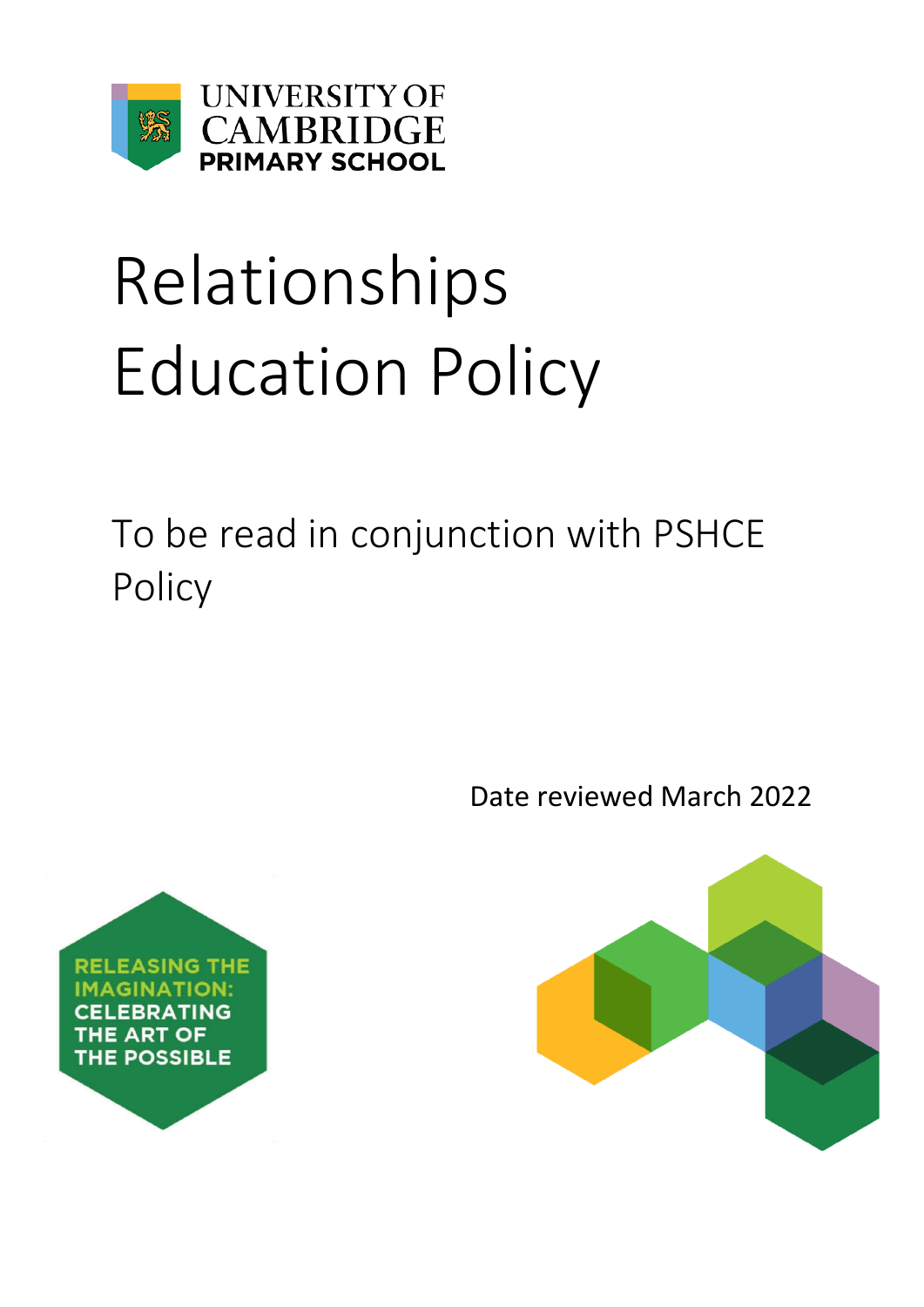UNIVERSITY OF CAMBRIDGE PRIMARY SCHOOL

# Relationships Education Policy

To be read in conjunction with PSHCE Policy

Date reviewed March 2022

RELEASING THE IMAGINATION: CELEBRATING THE ART OF THE POSSIBLE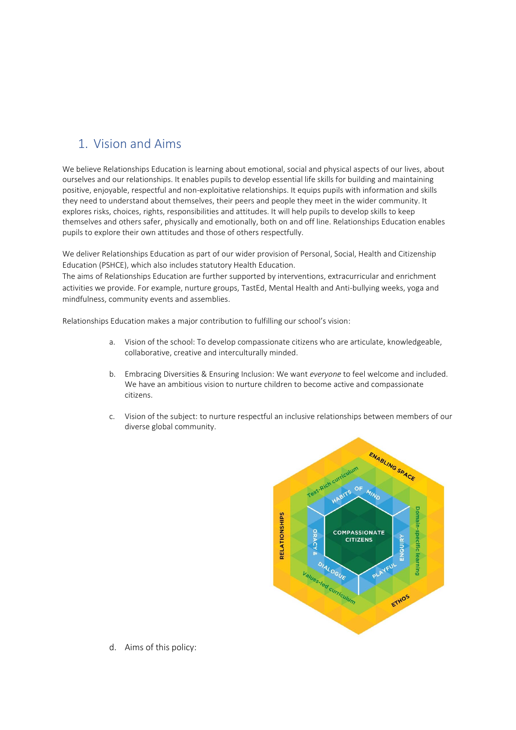## 1. Vision and Aims

We believe Relationships Education is learning about emotional, social and physical aspects of our lives, about ourselves and our relationships. It enables pupils to develop essential life skills for building and maintaining positive, enjoyable, respectful and non-exploitative relationships. It equips pupils with information and skills they need to understand about themselves, their peers and people they meet in the wider community. It explores risks, choices, rights, responsibilities and attitudes. It will help pupils to develop skills to keep themselves and others safer, physically and emotionally, both on and off line. Relationships Education enables pupils to explore their own attitudes and those of others respectfully.

We deliver Relationships Education as part of our wider provision of Personal, Social, Health and Citizenship Education (PSHCE), which also includes statutory Health Education.
The aims of Relationships Education are further supported by interventions, extracurricular and enrichment activities we provide. For example, nurture groups, TastEd, Mental Health and Anti-bullying weeks, yoga and mindfulness, community events and assemblies.

Relationships Education makes a major contribution to fulfilling our school's vision:

a. Vision of the school: To develop compassionate citizens who are articulate, knowledgeable, collaborative, creative and interculturally minded.

b. Embracing Diversities & Ensuring Inclusion: We want *everyone* to feel welcome and included. We have an ambitious vision to nurture children to become active and compassionate citizens.

c. Vision of the subject: to nurture respectful an inclusive relationships between members of our diverse global community.

d. Aims of this policy: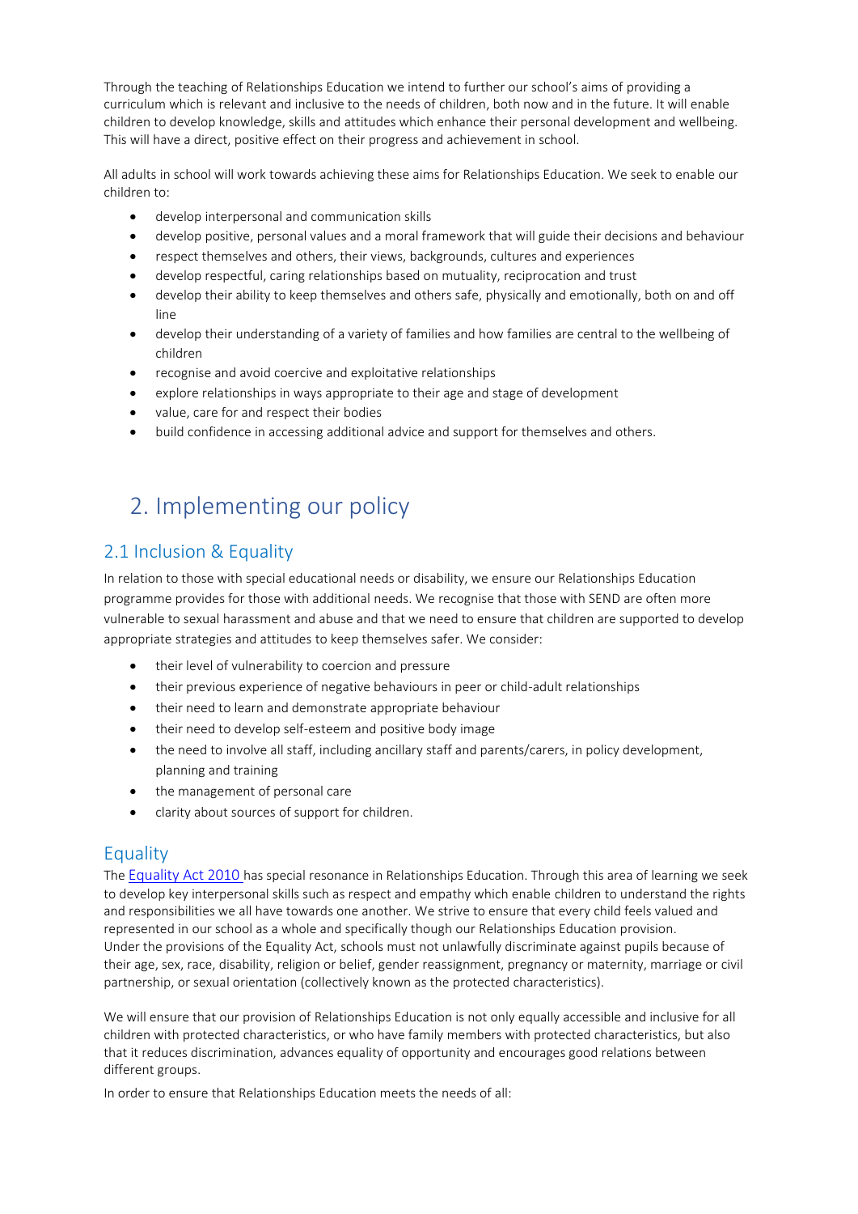Through the teaching of Relationships Education we intend to further our school's aims of providing a curriculum which is relevant and inclusive to the needs of children, both now and in the future. It will enable children to develop knowledge, skills and attitudes which enhance their personal development and wellbeing. This will have a direct, positive effect on their progress and achievement in school.

All adults in school will work towards achieving these aims for Relationships Education. We seek to enable our children to:

- develop interpersonal and communication skills
- develop positive, personal values and a moral framework that will guide their decisions and behaviour
- respect themselves and others, their views, backgrounds, cultures and experiences
- develop respectful, caring relationships based on mutuality, reciprocation and trust
- develop their ability to keep themselves and others safe, physically and emotionally, both on and off line
- develop their understanding of a variety of families and how families are central to the wellbeing of children
- recognise and avoid coercive and exploitative relationships
- explore relationships in ways appropriate to their age and stage of development
- value, care for and respect their bodies
- build confidence in accessing additional advice and support for themselves and others.

# 2. Implementing our policy

## 2.1 Inclusion & Equality

In relation to those with special educational needs or disability, we ensure our Relationships Education programme provides for those with additional needs. We recognise that those with SEND are often more vulnerable to sexual harassment and abuse and that we need to ensure that children are supported to develop appropriate strategies and attitudes to keep themselves safer. We consider:

- their level of vulnerability to coercion and pressure
- their previous experience of negative behaviours in peer or child-adult relationships
- their need to learn and demonstrate appropriate behaviour
- their need to develop self-esteem and positive body image
- the need to involve all staff, including ancillary staff and parents/carers, in policy development, planning and training
- the management of personal care
- clarity about sources of support for children.

## Equality

The Equality Act 2010 has special resonance in Relationships Education. Through this area of learning we seek to develop key interpersonal skills such as respect and empathy which enable children to understand the rights and responsibilities we all have towards one another. We strive to ensure that every child feels valued and represented in our school as a whole and specifically though our Relationships Education provision.
Under the provisions of the Equality Act, schools must not unlawfully discriminate against pupils because of their age, sex, race, disability, religion or belief, gender reassignment, pregnancy or maternity, marriage or civil partnership, or sexual orientation (collectively known as the protected characteristics).

We will ensure that our provision of Relationships Education is not only equally accessible and inclusive for all children with protected characteristics, or who have family members with protected characteristics, but also that it reduces discrimination, advances equality of opportunity and encourages good relations between different groups.

In order to ensure that Relationships Education meets the needs of all: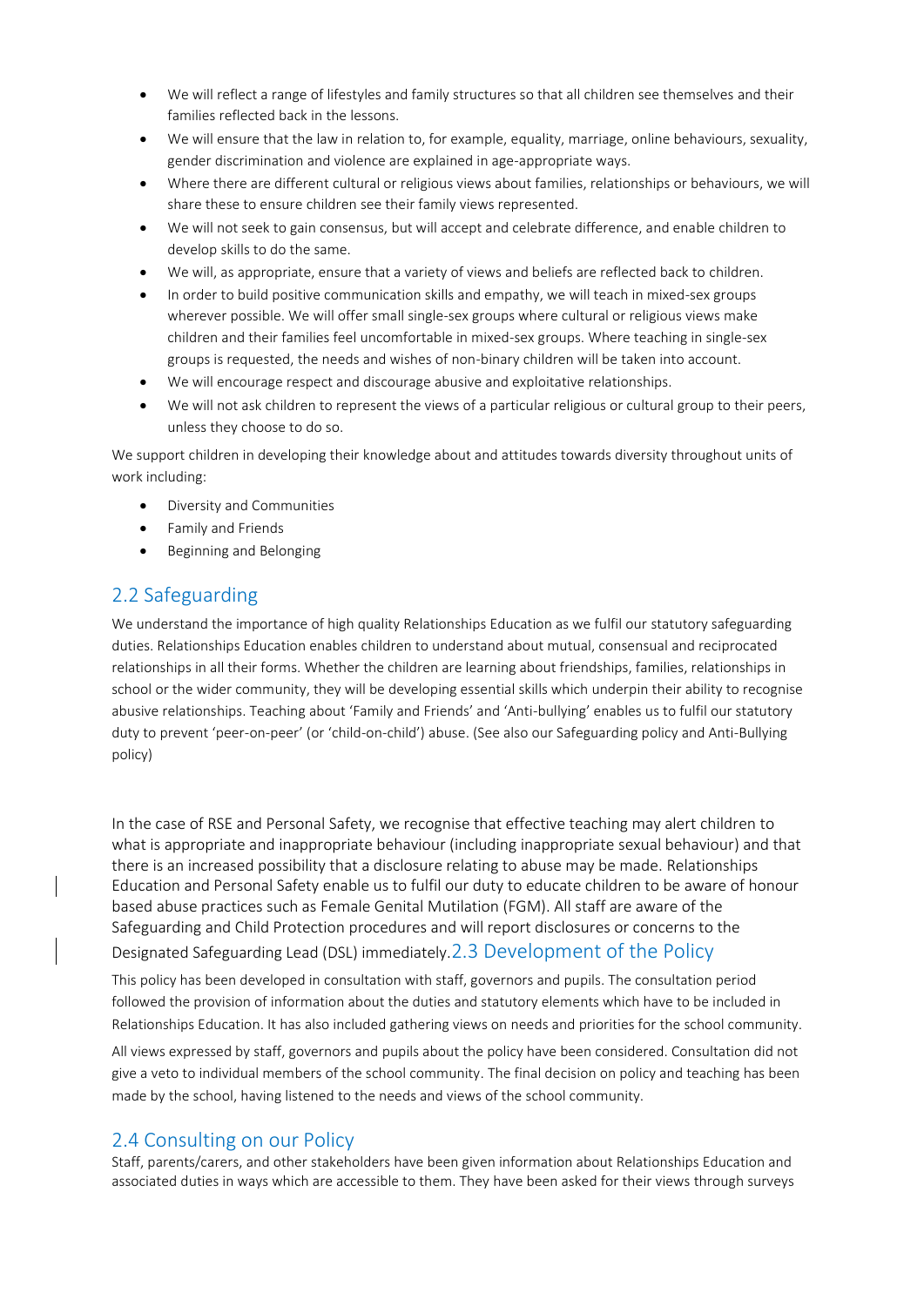- We will reflect a range of lifestyles and family structures so that all children see themselves and their families reflected back in the lessons.
- We will ensure that the law in relation to, for example, equality, marriage, online behaviours, sexuality, gender discrimination and violence are explained in age-appropriate ways.
- Where there are different cultural or religious views about families, relationships or behaviours, we will share these to ensure children see their family views represented.
- We will not seek to gain consensus, but will accept and celebrate difference, and enable children to develop skills to do the same.
- We will, as appropriate, ensure that a variety of views and beliefs are reflected back to children.
- In order to build positive communication skills and empathy, we will teach in mixed-sex groups wherever possible. We will offer small single-sex groups where cultural or religious views make children and their families feel uncomfortable in mixed-sex groups. Where teaching in single-sex groups is requested, the needs and wishes of non-binary children will be taken into account.
- We will encourage respect and discourage abusive and exploitative relationships.
- We will not ask children to represent the views of a particular religious or cultural group to their peers, unless they choose to do so.

We support children in developing their knowledge about and attitudes towards diversity throughout units of work including:

- Diversity and Communities
- Family and Friends
- Beginning and Belonging

## 2.2 Safeguarding

We understand the importance of high quality Relationships Education as we fulfil our statutory safeguarding duties. Relationships Education enables children to understand about mutual, consensual and reciprocated relationships in all their forms. Whether the children are learning about friendships, families, relationships in school or the wider community, they will be developing essential skills which underpin their ability to recognise abusive relationships. Teaching about 'Family and Friends' and 'Anti-bullying' enables us to fulfil our statutory duty to prevent 'peer-on-peer' (or 'child-on-child') abuse. (See also our Safeguarding policy and Anti-Bullying policy)

In the case of RSE and Personal Safety, we recognise that effective teaching may alert children to what is appropriate and inappropriate behaviour (including inappropriate sexual behaviour) and that there is an increased possibility that a disclosure relating to abuse may be made. Relationships Education and Personal Safety enable us to fulfil our duty to educate children to be aware of honour based abuse practices such as Female Genital Mutilation (FGM). All staff are aware of the Safeguarding and Child Protection procedures and will report disclosures or concerns to the Designated Safeguarding Lead (DSL) immediately.

## 2.3 Development of the Policy

This policy has been developed in consultation with staff, governors and pupils. The consultation period followed the provision of information about the duties and statutory elements which have to be included in Relationships Education. It has also included gathering views on needs and priorities for the school community.

All views expressed by staff, governors and pupils about the policy have been considered. Consultation did not give a veto to individual members of the school community. The final decision on policy and teaching has been made by the school, having listened to the needs and views of the school community.

## 2.4 Consulting on our Policy

Staff, parents/carers, and other stakeholders have been given information about Relationships Education and associated duties in ways which are accessible to them. They have been asked for their views through surveys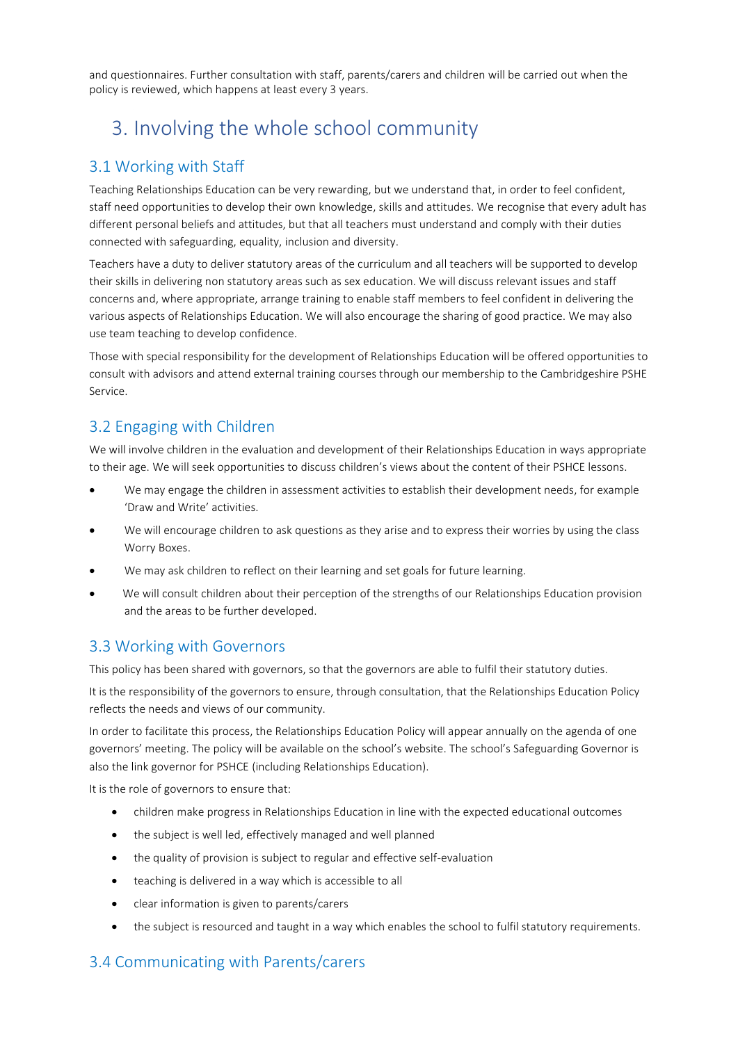and questionnaires. Further consultation with staff, parents/carers and children will be carried out when the policy is reviewed, which happens at least every 3 years.

# 3. Involving the whole school community

## 3.1 Working with Staff

Teaching Relationships Education can be very rewarding, but we understand that, in order to feel confident, staff need opportunities to develop their own knowledge, skills and attitudes. We recognise that every adult has different personal beliefs and attitudes, but that all teachers must understand and comply with their duties connected with safeguarding, equality, inclusion and diversity.

Teachers have a duty to deliver statutory areas of the curriculum and all teachers will be supported to develop their skills in delivering non statutory areas such as sex education. We will discuss relevant issues and staff concerns and, where appropriate, arrange training to enable staff members to feel confident in delivering the various aspects of Relationships Education. We will also encourage the sharing of good practice. We may also use team teaching to develop confidence.

Those with special responsibility for the development of Relationships Education will be offered opportunities to consult with advisors and attend external training courses through our membership to the Cambridgeshire PSHE Service.

## 3.2 Engaging with Children

We will involve children in the evaluation and development of their Relationships Education in ways appropriate to their age. We will seek opportunities to discuss children's views about the content of their PSHCE lessons.

- We may engage the children in assessment activities to establish their development needs, for example 'Draw and Write' activities.
- We will encourage children to ask questions as they arise and to express their worries by using the class Worry Boxes.
- We may ask children to reflect on their learning and set goals for future learning.
- We will consult children about their perception of the strengths of our Relationships Education provision and the areas to be further developed.

## 3.3 Working with Governors

This policy has been shared with governors, so that the governors are able to fulfil their statutory duties.

It is the responsibility of the governors to ensure, through consultation, that the Relationships Education Policy reflects the needs and views of our community.

In order to facilitate this process, the Relationships Education Policy will appear annually on the agenda of one governors' meeting. The policy will be available on the school's website. The school's Safeguarding Governor is also the link governor for PSHCE (including Relationships Education).

It is the role of governors to ensure that:

- children make progress in Relationships Education in line with the expected educational outcomes
- the subject is well led, effectively managed and well planned
- the quality of provision is subject to regular and effective self-evaluation
- teaching is delivered in a way which is accessible to all
- clear information is given to parents/carers
- the subject is resourced and taught in a way which enables the school to fulfil statutory requirements.

## 3.4 Communicating with Parents/carers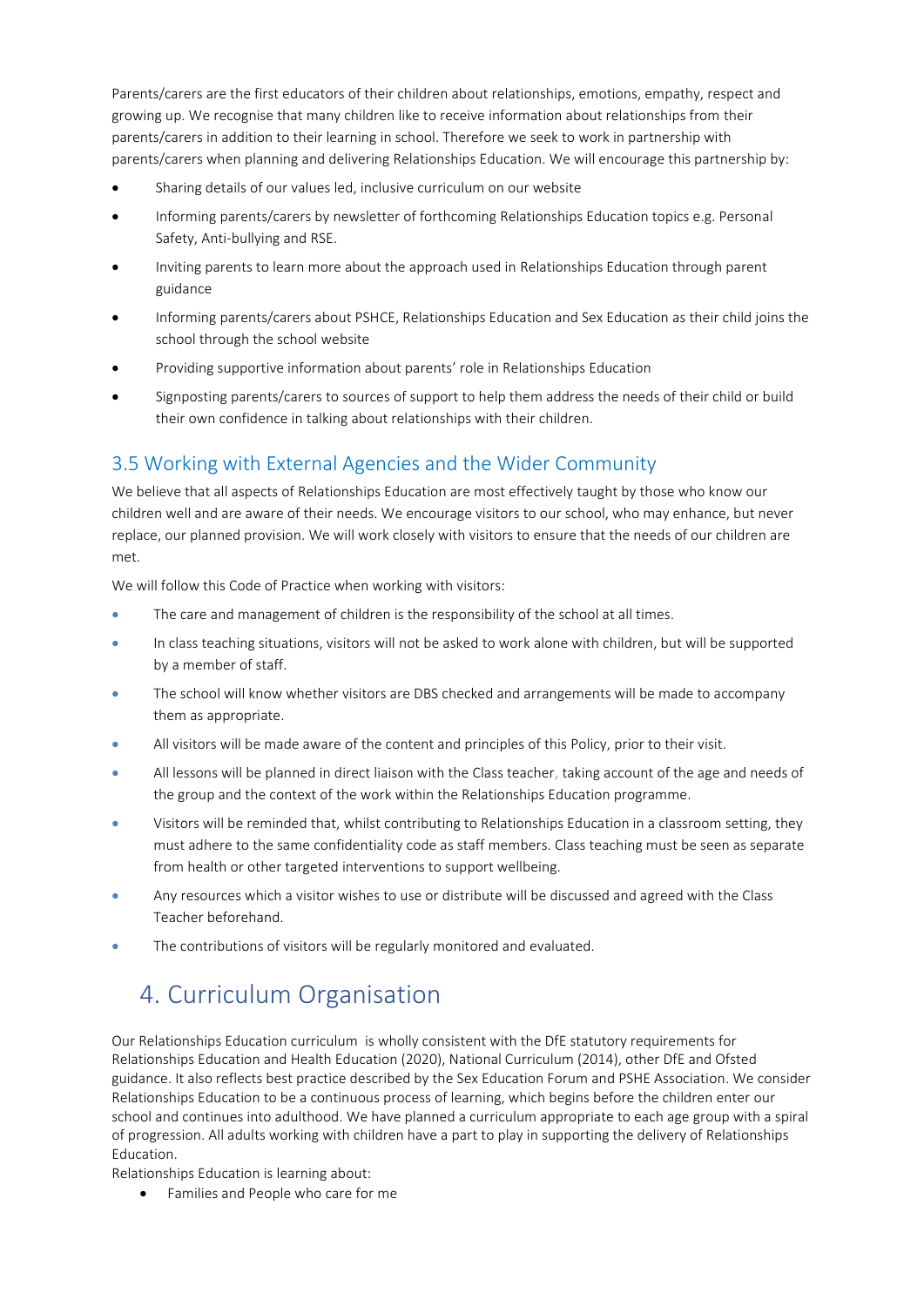Parents/carers are the first educators of their children about relationships, emotions, empathy, respect and growing up. We recognise that many children like to receive information about relationships from their parents/carers in addition to their learning in school. Therefore we seek to work in partnership with parents/carers when planning and delivering Relationships Education. We will encourage this partnership by:

- Sharing details of our values led, inclusive curriculum on our website
- Informing parents/carers by newsletter of forthcoming Relationships Education topics e.g. Personal Safety, Anti-bullying and RSE.
- Inviting parents to learn more about the approach used in Relationships Education through parent guidance
- Informing parents/carers about PSHCE, Relationships Education and Sex Education as their child joins the school through the school website
- Providing supportive information about parents' role in Relationships Education
- Signposting parents/carers to sources of support to help them address the needs of their child or build their own confidence in talking about relationships with their children.

## 3.5 Working with External Agencies and the Wider Community

We believe that all aspects of Relationships Education are most effectively taught by those who know our children well and are aware of their needs. We encourage visitors to our school, who may enhance, but never replace, our planned provision. We will work closely with visitors to ensure that the needs of our children are met.

We will follow this Code of Practice when working with visitors:

- The care and management of children is the responsibility of the school at all times.
- In class teaching situations, visitors will not be asked to work alone with children, but will be supported by a member of staff.
- The school will know whether visitors are DBS checked and arrangements will be made to accompany them as appropriate.
- All visitors will be made aware of the content and principles of this Policy, prior to their visit.
- All lessons will be planned in direct liaison with the Class teacher, taking account of the age and needs of the group and the context of the work within the Relationships Education programme.
- Visitors will be reminded that, whilst contributing to Relationships Education in a classroom setting, they must adhere to the same confidentiality code as staff members. Class teaching must be seen as separate from health or other targeted interventions to support wellbeing.
- Any resources which a visitor wishes to use or distribute will be discussed and agreed with the Class Teacher beforehand.
- The contributions of visitors will be regularly monitored and evaluated.

# 4. Curriculum Organisation

Our Relationships Education curriculum is wholly consistent with the DfE statutory requirements for Relationships Education and Health Education (2020), National Curriculum (2014), other DfE and Ofsted guidance. It also reflects best practice described by the Sex Education Forum and PSHE Association. We consider Relationships Education to be a continuous process of learning, which begins before the children enter our school and continues into adulthood. We have planned a curriculum appropriate to each age group with a spiral of progression. All adults working with children have a part to play in supporting the delivery of Relationships Education.

Relationships Education is learning about:

- Families and People who care for me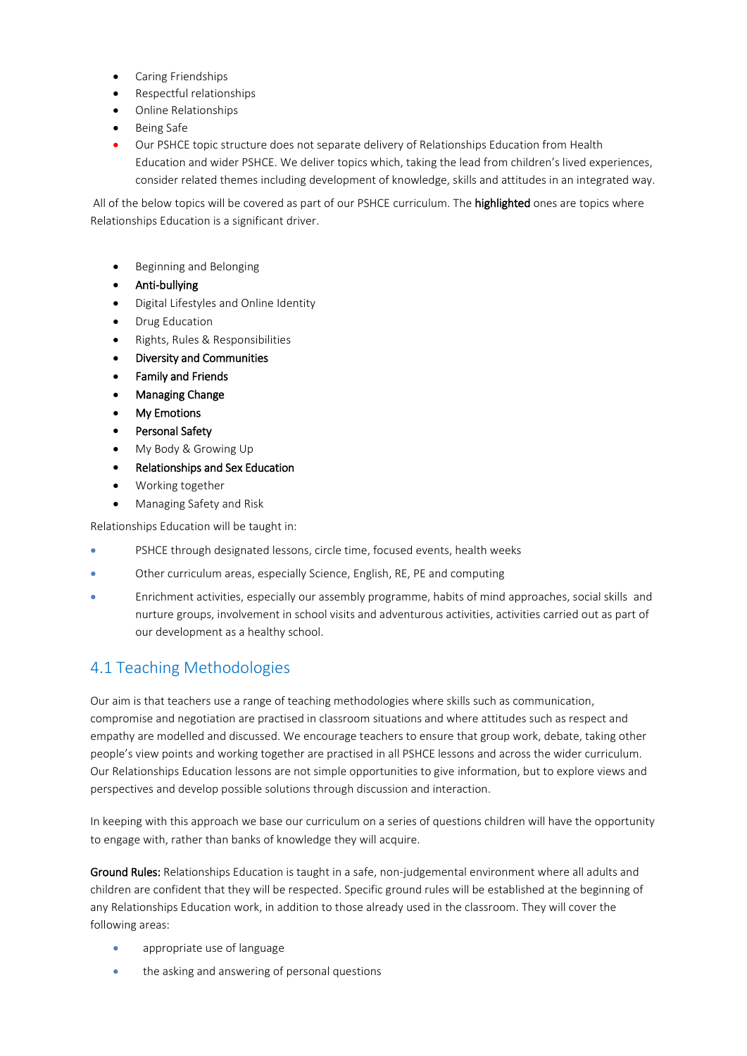- Caring Friendships
- Respectful relationships
- Online Relationships
- Being Safe
- Our PSHCE topic structure does not separate delivery of Relationships Education from Health Education and wider PSHCE. We deliver topics which, taking the lead from children's lived experiences, consider related themes including development of knowledge, skills and attitudes in an integrated way.

All of the below topics will be covered as part of our PSHCE curriculum. The **highlighted** ones are topics where Relationships Education is a significant driver.

- Beginning and Belonging
- **Anti-bullying**
- Digital Lifestyles and Online Identity
- Drug Education
- Rights, Rules & Responsibilities
- **Diversity and Communities**
- **Family and Friends**
- **Managing Change**
- **My Emotions**
- **Personal Safety**
- My Body & Growing Up
- **Relationships and Sex Education**
- Working together
- Managing Safety and Risk

Relationships Education will be taught in:

- PSHCE through designated lessons, circle time, focused events, health weeks
- Other curriculum areas, especially Science, English, RE, PE and computing
- Enrichment activities, especially our assembly programme, habits of mind approaches, social skills and nurture groups, involvement in school visits and adventurous activities, activities carried out as part of our development as a healthy school.

## 4.1 Teaching Methodologies

Our aim is that teachers use a range of teaching methodologies where skills such as communication, compromise and negotiation are practised in classroom situations and where attitudes such as respect and empathy are modelled and discussed. We encourage teachers to ensure that group work, debate, taking other people's view points and working together are practised in all PSHCE lessons and across the wider curriculum. Our Relationships Education lessons are not simple opportunities to give information, but to explore views and perspectives and develop possible solutions through discussion and interaction.

In keeping with this approach we base our curriculum on a series of questions children will have the opportunity to engage with, rather than banks of knowledge they will acquire.

**Ground Rules:** Relationships Education is taught in a safe, non-judgemental environment where all adults and children are confident that they will be respected. Specific ground rules will be established at the beginning of any Relationships Education work, in addition to those already used in the classroom. They will cover the following areas:

- appropriate use of language
- the asking and answering of personal questions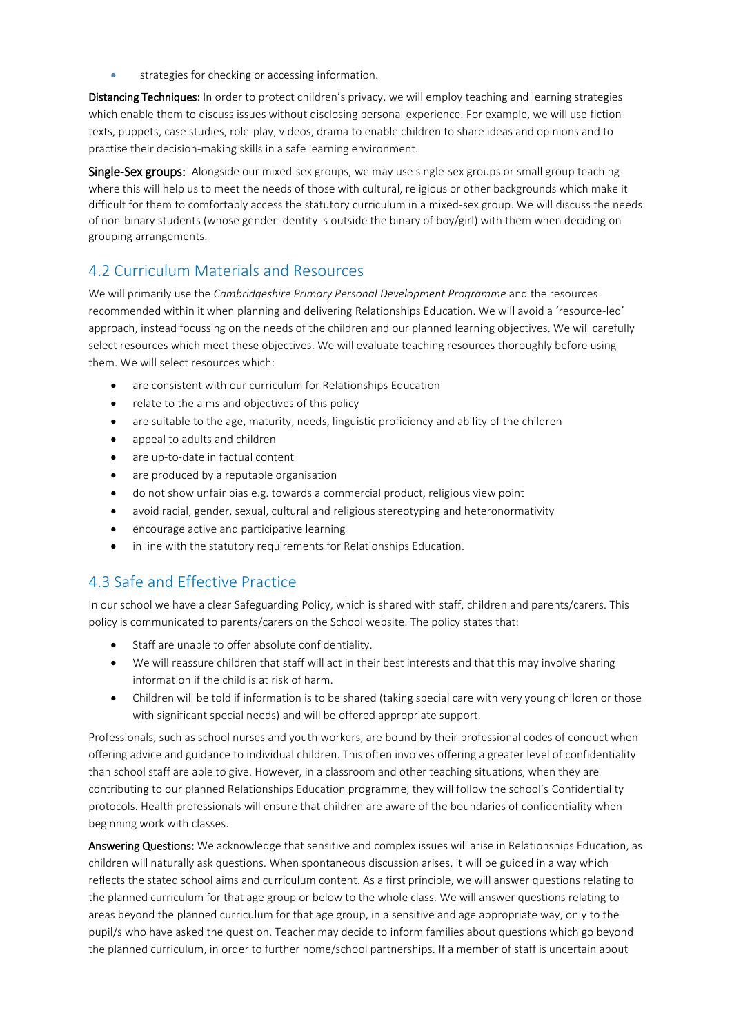- strategies for checking or accessing information.

**Distancing Techniques:** In order to protect children's privacy, we will employ teaching and learning strategies which enable them to discuss issues without disclosing personal experience. For example, we will use fiction texts, puppets, case studies, role-play, videos, drama to enable children to share ideas and opinions and to practise their decision-making skills in a safe learning environment.

**Single-Sex groups:** Alongside our mixed-sex groups, we may use single-sex groups or small group teaching where this will help us to meet the needs of those with cultural, religious or other backgrounds which make it difficult for them to comfortably access the statutory curriculum in a mixed-sex group. We will discuss the needs of non-binary students (whose gender identity is outside the binary of boy/girl) with them when deciding on grouping arrangements.

## 4.2 Curriculum Materials and Resources

We will primarily use the *Cambridgeshire Primary Personal Development Programme* and the resources recommended within it when planning and delivering Relationships Education. We will avoid a 'resource-led' approach, instead focussing on the needs of the children and our planned learning objectives. We will carefully select resources which meet these objectives. We will evaluate teaching resources thoroughly before using them. We will select resources which:

- are consistent with our curriculum for Relationships Education
- relate to the aims and objectives of this policy
- are suitable to the age, maturity, needs, linguistic proficiency and ability of the children
- appeal to adults and children
- are up-to-date in factual content
- are produced by a reputable organisation
- do not show unfair bias e.g. towards a commercial product, religious view point
- avoid racial, gender, sexual, cultural and religious stereotyping and heteronormativity
- encourage active and participative learning
- in line with the statutory requirements for Relationships Education.

## 4.3 Safe and Effective Practice

In our school we have a clear Safeguarding Policy, which is shared with staff, children and parents/carers. This policy is communicated to parents/carers on the School website. The policy states that:

- Staff are unable to offer absolute confidentiality.
- We will reassure children that staff will act in their best interests and that this may involve sharing information if the child is at risk of harm.
- Children will be told if information is to be shared (taking special care with very young children or those with significant special needs) and will be offered appropriate support.

Professionals, such as school nurses and youth workers, are bound by their professional codes of conduct when offering advice and guidance to individual children. This often involves offering a greater level of confidentiality than school staff are able to give. However, in a classroom and other teaching situations, when they are contributing to our planned Relationships Education programme, they will follow the school's Confidentiality protocols. Health professionals will ensure that children are aware of the boundaries of confidentiality when beginning work with classes.

**Answering Questions:** We acknowledge that sensitive and complex issues will arise in Relationships Education, as children will naturally ask questions. When spontaneous discussion arises, it will be guided in a way which reflects the stated school aims and curriculum content. As a first principle, we will answer questions relating to the planned curriculum for that age group or below to the whole class. We will answer questions relating to areas beyond the planned curriculum for that age group, in a sensitive and age appropriate way, only to the pupil/s who have asked the question. Teacher may decide to inform families about questions which go beyond the planned curriculum, in order to further home/school partnerships. If a member of staff is uncertain about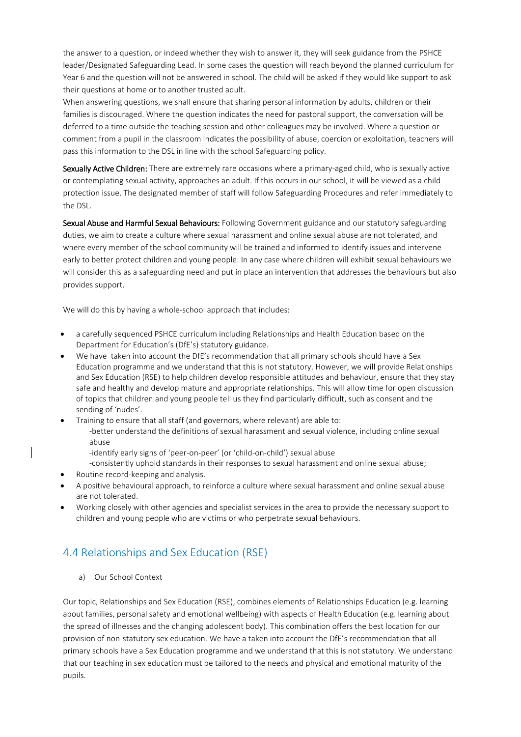the answer to a question, or indeed whether they wish to answer it, they will seek guidance from the PSHCE leader/Designated Safeguarding Lead. In some cases the question will reach beyond the planned curriculum for Year 6 and the question will not be answered in school. The child will be asked if they would like support to ask their questions at home or to another trusted adult.
When answering questions, we shall ensure that sharing personal information by adults, children or their families is discouraged. Where the question indicates the need for pastoral support, the conversation will be deferred to a time outside the teaching session and other colleagues may be involved. Where a question or comment from a pupil in the classroom indicates the possibility of abuse, coercion or exploitation, teachers will pass this information to the DSL in line with the school Safeguarding policy.

**Sexually Active Children:** There are extremely rare occasions where a primary-aged child, who is sexually active or contemplating sexual activity, approaches an adult. If this occurs in our school, it will be viewed as a child protection issue. The designated member of staff will follow Safeguarding Procedures and refer immediately to the DSL.

**Sexual Abuse and Harmful Sexual Behaviours:** Following Government guidance and our statutory safeguarding duties, we aim to create a culture where sexual harassment and online sexual abuse are not tolerated, and where every member of the school community will be trained and informed to identify issues and intervene early to better protect children and young people. In any case where children will exhibit sexual behaviours we will consider this as a safeguarding need and put in place an intervention that addresses the behaviours but also provides support.

We will do this by having a whole-school approach that includes:

- a carefully sequenced PSHCE curriculum including Relationships and Health Education based on the Department for Education's (DfE's) statutory guidance.
- We have taken into account the DfE's recommendation that all primary schools should have a Sex Education programme and we understand that this is not statutory. However, we will provide Relationships and Sex Education (RSE) to help children develop responsible attitudes and behaviour, ensure that they stay safe and healthy and develop mature and appropriate relationships. This will allow time for open discussion of topics that children and young people tell us they find particularly difficult, such as consent and the sending of 'nudes'.
- Training to ensure that all staff (and governors, where relevant) are able to:
  -better understand the definitions of sexual harassment and sexual violence, including online sexual abuse
  -identify early signs of 'peer-on-peer' (or 'child-on-child') sexual abuse
  -consistently uphold standards in their responses to sexual harassment and online sexual abuse;
- Routine record-keeping and analysis.
- A positive behavioural approach, to reinforce a culture where sexual harassment and online sexual abuse are not tolerated.
- Working closely with other agencies and specialist services in the area to provide the necessary support to children and young people who are victims or who perpetrate sexual behaviours.

## 4.4 Relationships and Sex Education (RSE)

a) Our School Context

Our topic, Relationships and Sex Education (RSE), combines elements of Relationships Education (e.g. learning about families, personal safety and emotional wellbeing) with aspects of Health Education (e.g. learning about the spread of illnesses and the changing adolescent body). This combination offers the best location for our provision of non-statutory sex education. We have a taken into account the DfE's recommendation that all primary schools have a Sex Education programme and we understand that this is not statutory. We understand that our teaching in sex education must be tailored to the needs and physical and emotional maturity of the pupils.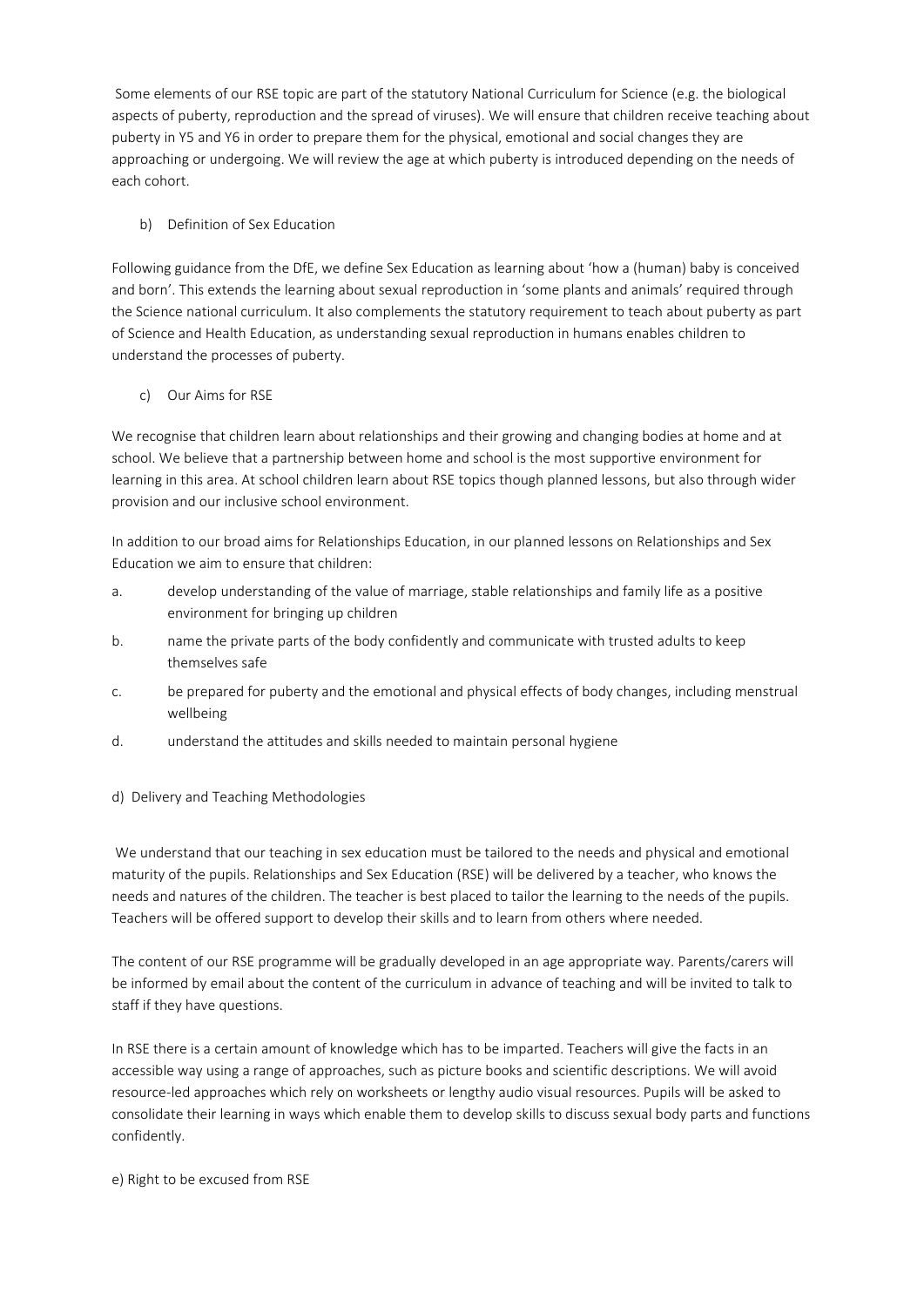Some elements of our RSE topic are part of the statutory National Curriculum for Science (e.g. the biological aspects of puberty, reproduction and the spread of viruses). We will ensure that children receive teaching about puberty in Y5 and Y6 in order to prepare them for the physical, emotional and social changes they are approaching or undergoing. We will review the age at which puberty is introduced depending on the needs of each cohort.

b) Definition of Sex Education

Following guidance from the DfE, we define Sex Education as learning about 'how a (human) baby is conceived and born'. This extends the learning about sexual reproduction in 'some plants and animals' required through the Science national curriculum. It also complements the statutory requirement to teach about puberty as part of Science and Health Education, as understanding sexual reproduction in humans enables children to understand the processes of puberty.

c) Our Aims for RSE

We recognise that children learn about relationships and their growing and changing bodies at home and at school. We believe that a partnership between home and school is the most supportive environment for learning in this area. At school children learn about RSE topics though planned lessons, but also through wider provision and our inclusive school environment.

In addition to our broad aims for Relationships Education, in our planned lessons on Relationships and Sex Education we aim to ensure that children:

a. develop understanding of the value of marriage, stable relationships and family life as a positive environment for bringing up children

b. name the private parts of the body confidently and communicate with trusted adults to keep themselves safe

c. be prepared for puberty and the emotional and physical effects of body changes, including menstrual wellbeing

d. understand the attitudes and skills needed to maintain personal hygiene

d) Delivery and Teaching Methodologies

We understand that our teaching in sex education must be tailored to the needs and physical and emotional maturity of the pupils. Relationships and Sex Education (RSE) will be delivered by a teacher, who knows the needs and natures of the children. The teacher is best placed to tailor the learning to the needs of the pupils. Teachers will be offered support to develop their skills and to learn from others where needed.

The content of our RSE programme will be gradually developed in an age appropriate way. Parents/carers will be informed by email about the content of the curriculum in advance of teaching and will be invited to talk to staff if they have questions.

In RSE there is a certain amount of knowledge which has to be imparted. Teachers will give the facts in an accessible way using a range of approaches, such as picture books and scientific descriptions. We will avoid resource-led approaches which rely on worksheets or lengthy audio visual resources. Pupils will be asked to consolidate their learning in ways which enable them to develop skills to discuss sexual body parts and functions confidently.

e) Right to be excused from RSE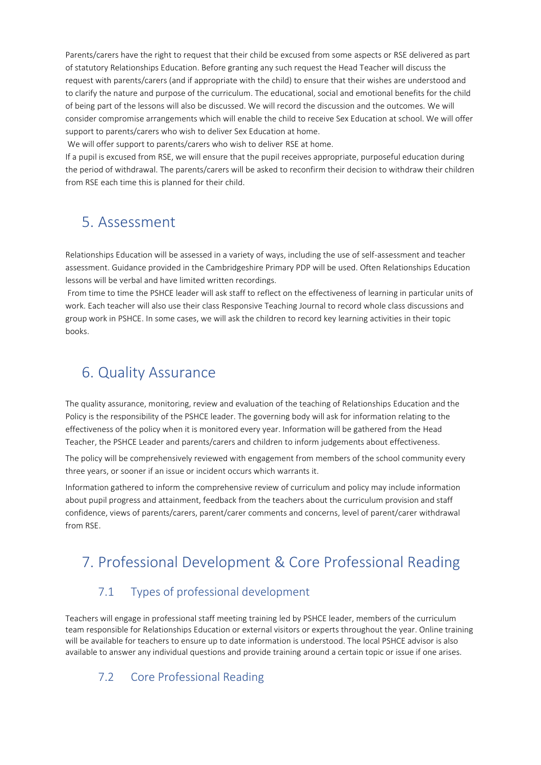Parents/carers have the right to request that their child be excused from some aspects or RSE delivered as part of statutory Relationships Education. Before granting any such request the Head Teacher will discuss the request with parents/carers (and if appropriate with the child) to ensure that their wishes are understood and to clarify the nature and purpose of the curriculum. The educational, social and emotional benefits for the child of being part of the lessons will also be discussed. We will record the discussion and the outcomes. We will consider compromise arrangements which will enable the child to receive Sex Education at school. We will offer support to parents/carers who wish to deliver Sex Education at home.

We will offer support to parents/carers who wish to deliver RSE at home.

If a pupil is excused from RSE, we will ensure that the pupil receives appropriate, purposeful education during the period of withdrawal. The parents/carers will be asked to reconfirm their decision to withdraw their children from RSE each time this is planned for their child.

## 5. Assessment

Relationships Education will be assessed in a variety of ways, including the use of self-assessment and teacher assessment. Guidance provided in the Cambridgeshire Primary PDP will be used. Often Relationships Education lessons will be verbal and have limited written recordings.

From time to time the PSHCE leader will ask staff to reflect on the effectiveness of learning in particular units of work. Each teacher will also use their class Responsive Teaching Journal to record whole class discussions and group work in PSHCE. In some cases, we will ask the children to record key learning activities in their topic books.

## 6. Quality Assurance

The quality assurance, monitoring, review and evaluation of the teaching of Relationships Education and the Policy is the responsibility of the PSHCE leader. The governing body will ask for information relating to the effectiveness of the policy when it is monitored every year. Information will be gathered from the Head Teacher, the PSHCE Leader and parents/carers and children to inform judgements about effectiveness.

The policy will be comprehensively reviewed with engagement from members of the school community every three years, or sooner if an issue or incident occurs which warrants it.

Information gathered to inform the comprehensive review of curriculum and policy may include information about pupil progress and attainment, feedback from the teachers about the curriculum provision and staff confidence, views of parents/carers, parent/carer comments and concerns, level of parent/carer withdrawal from RSE.

## 7. Professional Development & Core Professional Reading

### 7.1 Types of professional development

Teachers will engage in professional staff meeting training led by PSHCE leader, members of the curriculum team responsible for Relationships Education or external visitors or experts throughout the year. Online training will be available for teachers to ensure up to date information is understood. The local PSHCE advisor is also available to answer any individual questions and provide training around a certain topic or issue if one arises.

### 7.2 Core Professional Reading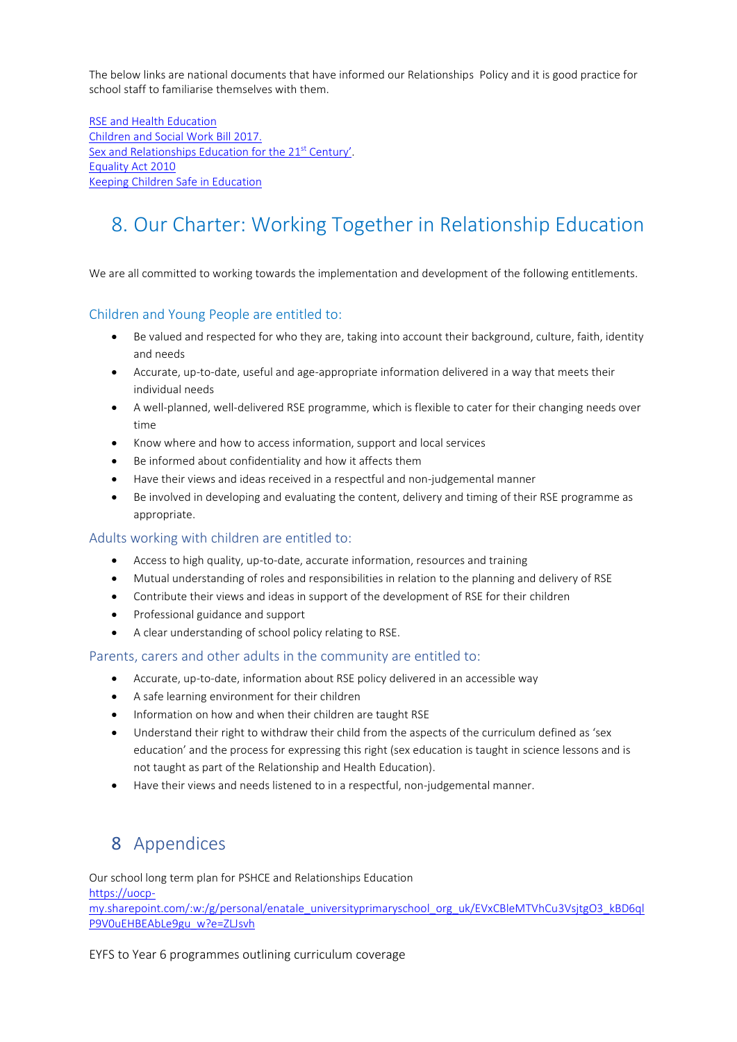The below links are national documents that have informed our Relationships Policy and it is good practice for school staff to familiarise themselves with them.

RSE and Health Education
Children and Social Work Bill 2017.
Sex and Relationships Education for the 21st Century'.
Equality Act 2010
Keeping Children Safe in Education

# 8. Our Charter: Working Together in Relationship Education

We are all committed to working towards the implementation and development of the following entitlements.

### Children and Young People are entitled to:

- Be valued and respected for who they are, taking into account their background, culture, faith, identity and needs
- Accurate, up-to-date, useful and age-appropriate information delivered in a way that meets their individual needs
- A well-planned, well-delivered RSE programme, which is flexible to cater for their changing needs over time
- Know where and how to access information, support and local services
- Be informed about confidentiality and how it affects them
- Have their views and ideas received in a respectful and non-judgemental manner
- Be involved in developing and evaluating the content, delivery and timing of their RSE programme as appropriate.

### Adults working with children are entitled to:

- Access to high quality, up-to-date, accurate information, resources and training
- Mutual understanding of roles and responsibilities in relation to the planning and delivery of RSE
- Contribute their views and ideas in support of the development of RSE for their children
- Professional guidance and support
- A clear understanding of school policy relating to RSE.

### Parents, carers and other adults in the community are entitled to:

- Accurate, up-to-date, information about RSE policy delivered in an accessible way
- A safe learning environment for their children
- Information on how and when their children are taught RSE
- Understand their right to withdraw their child from the aspects of the curriculum defined as 'sex education' and the process for expressing this right (sex education is taught in science lessons and is not taught as part of the Relationship and Health Education).
- Have their views and needs listened to in a respectful, non-judgemental manner.

# 8 Appendices

Our school long term plan for PSHCE and Relationships Education
https://uocp-my.sharepoint.com/:w:/g/personal/enatale_universityprimaryschool_org_uk/EVxCBleMTVhCu3VsjtgO3_kBD6qlP9V0uEHBEAbLe9gu_w?e=ZLJsvh

EYFS to Year 6 programmes outlining curriculum coverage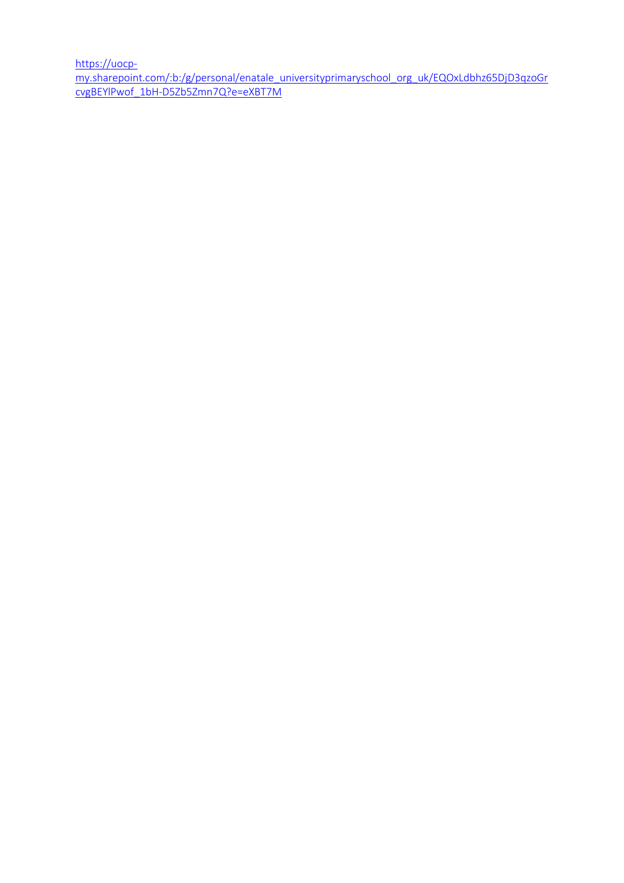https://uocp-my.sharepoint.com/:b:/g/personal/enatale_universityprimaryschool_org_uk/EQOxLdbhz65DjD3qzoGrcvgBEYlPwof_1bH-D5Zb5Zmn7Q?e=eXBT7M